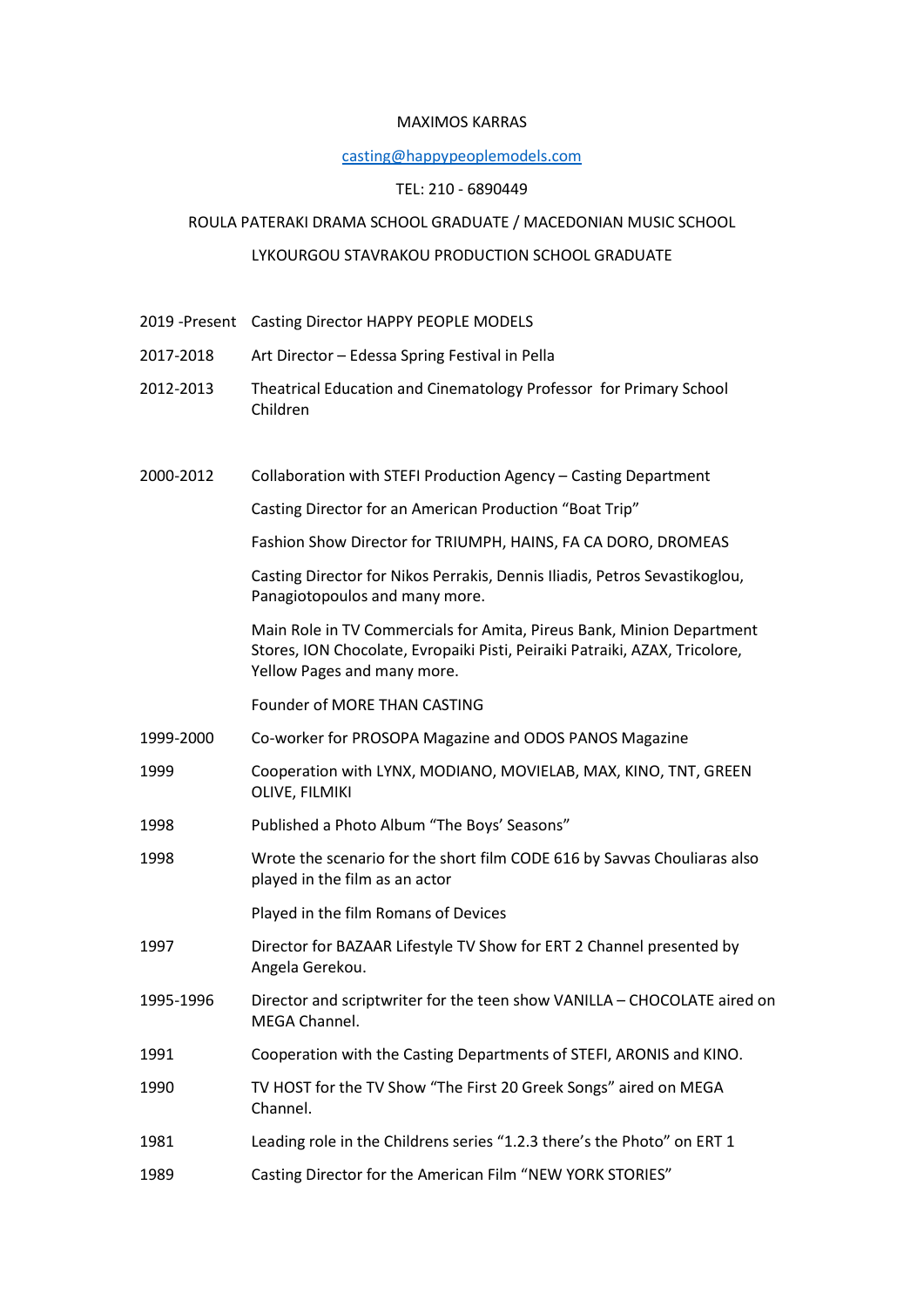MAXIMOS KARRAS

casting@happypeoplemodels.com

TEL: 210 - 6890449

ROULA PATERAKI DRAMA SCHOOL GRADUATE / MACEDONIAN MUSIC SCHOOL

LYKOURGOU STAVRAKOU PRODUCTION SCHOOL GRADUATE

| | |
|---|---|
| 2019 -Present | Casting Director HAPPY PEOPLE MODELS |
| 2017-2018 | Art Director – Edessa Spring Festival in Pella |
| 2012-2013 | Theatrical Education and Cinematology Professor for Primary School Children |
| 2000-2012 | Collaboration with STEFI Production Agency – Casting Department |
| | Casting Director for an American Production "Boat Trip" |
| | Fashion Show Director for TRIUMPH, HAINS, FA CA DORO, DROMEAS |
| | Casting Director for Nikos Perrakis, Dennis Iliadis, Petros Sevastikoglou, Panagiotopoulos and many more. |
| | Main Role in TV Commercials for Amita, Pireus Bank, Minion Department Stores, ION Chocolate, Evropaiki Pisti, Peiraiki Patraiki, AZAX, Tricolore, Yellow Pages and many more. |
| | Founder of MORE THAN CASTING |
| 1999-2000 | Co-worker for PROSOPA Magazine and ODOS PANOS Magazine |
| 1999 | Cooperation with LYNX, MODIANO, MOVIELAB, MAX, KINO, TNT, GREEN OLIVE, FILMIKI |
| 1998 | Published a Photo Album "The Boys' Seasons" |
| 1998 | Wrote the scenario for the short film CODE 616 by Savvas Chouliaras also played in the film as an actor |
| | Played in the film Romans of Devices |
| 1997 | Director for BAZAAR Lifestyle TV Show for ERT 2 Channel presented by Angela Gerekou. |
| 1995-1996 | Director and scriptwriter for the teen show VANILLA – CHOCOLATE aired on MEGA Channel. |
| 1991 | Cooperation with the Casting Departments of STEFI, ARONIS and KINO. |
| 1990 | TV HOST for the TV Show "The First 20 Greek Songs" aired on MEGA Channel. |
| 1981 | Leading role in the Childrens series "1.2.3 there's the Photo" on ERT 1 |
| 1989 | Casting Director for the American Film "NEW YORK STORIES" |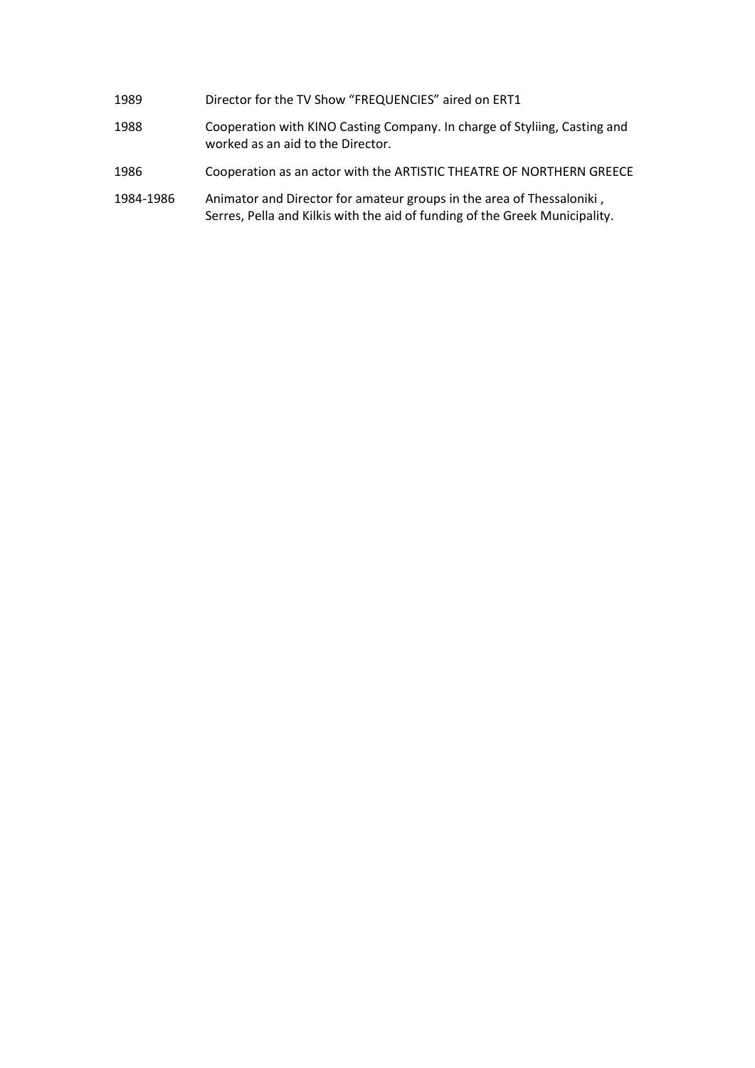| | |
|---|---|
| 1989 | Director for the TV Show “FREQUENCIES” aired on ERT1 |
| 1988 | Cooperation with KINO Casting Company. In charge of Styliing, Casting and worked as an aid to the Director. |
| 1986 | Cooperation as an actor with the ARTISTIC THEATRE OF NORTHERN GREECE |
| 1984-1986 | Animator and Director for amateur groups in the area of Thessaloniki , Serres, Pella and Kilkis with the aid of funding of the Greek Municipality. |